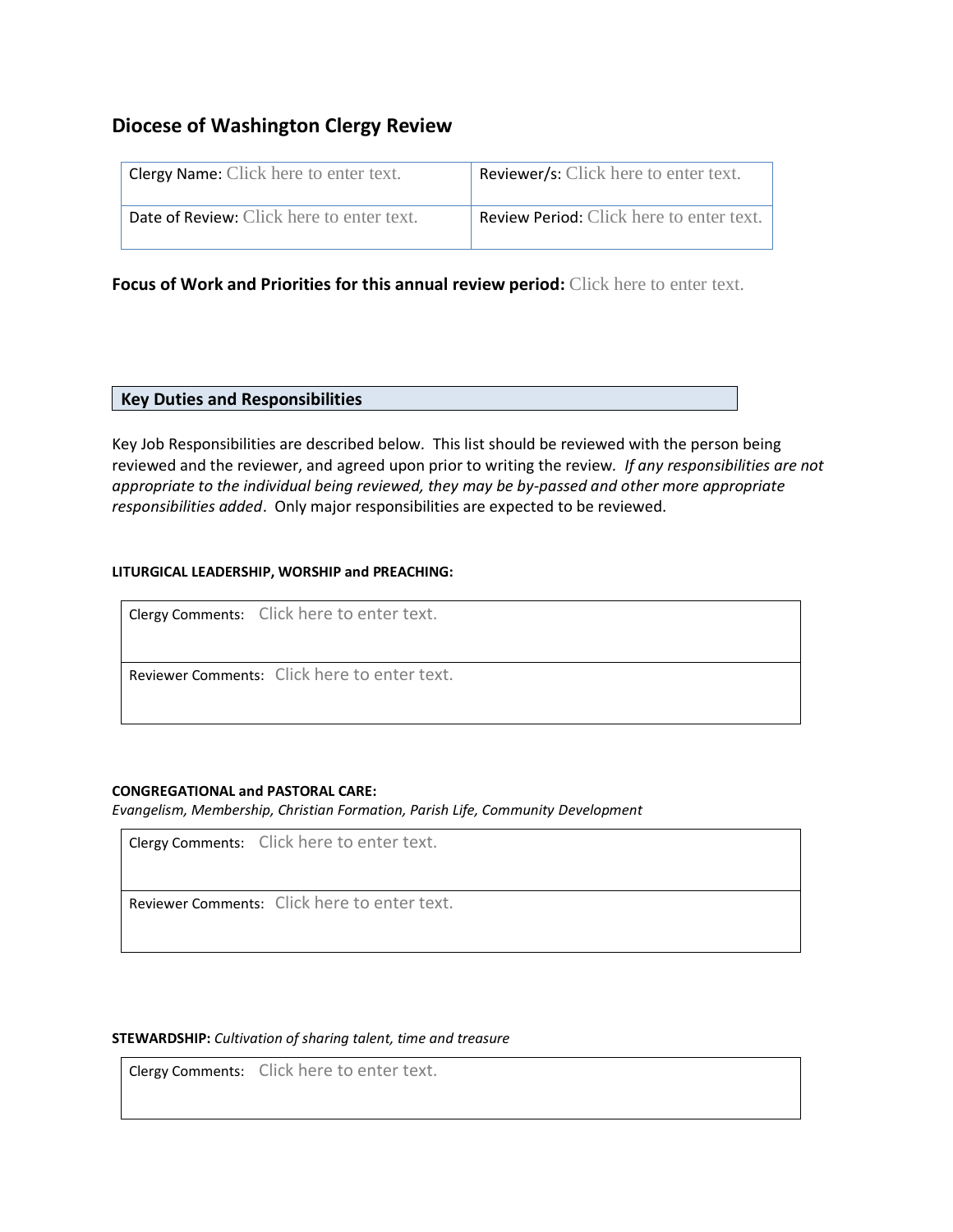# Diocese of Washington Clergy Review

| Clergy Name: Click here to enter text. | Reviewer/s: Click here to enter text. |
|---|---|
| Date of Review: Click here to enter text. | Review Period: Click here to enter text. |

**Focus of Work and Priorities for this annual review period:** Click here to enter text.

## Key Duties and Responsibilities

Key Job Responsibilities are described below. This list should be reviewed with the person being reviewed and the reviewer, and agreed upon prior to writing the review. *If any responsibilities are not appropriate to the individual being reviewed, they may be by-passed and other more appropriate responsibilities added*. Only major responsibilities are expected to be reviewed.

**LITURGICAL LEADERSHIP, WORSHIP and PREACHING:**

| Clergy Comments: Click here to enter text. |
|---|
| Reviewer Comments: Click here to enter text. |

**CONGREGATIONAL and PASTORAL CARE:**
*Evangelism, Membership, Christian Formation, Parish Life, Community Development*

| Clergy Comments: Click here to enter text. |
|---|
| Reviewer Comments: Click here to enter text. |

**STEWARDSHIP:** *Cultivation of sharing talent, time and treasure*

| Clergy Comments: Click here to enter text. |
|---|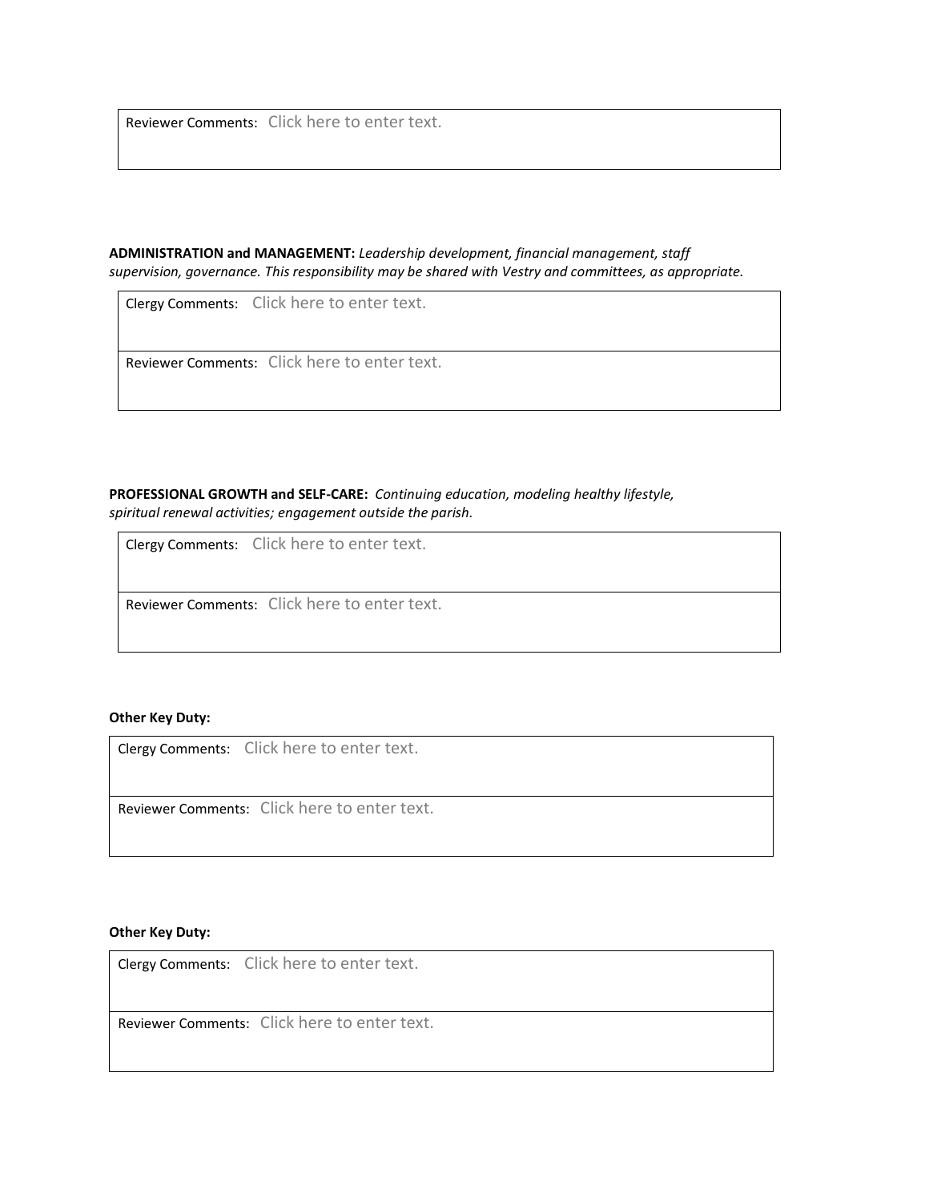| Reviewer Comments: Click here to enter text. |
| --- |

**ADMINISTRATION and MANAGEMENT:** *Leadership development, financial management, staff supervision, governance. This responsibility may be shared with Vestry and committees, as appropriate.*

| Clergy Comments: Click here to enter text. |
| --- |
| Reviewer Comments: Click here to enter text. |

**PROFESSIONAL GROWTH and SELF-CARE:** *Continuing education, modeling healthy lifestyle, spiritual renewal activities; engagement outside the parish.*

| Clergy Comments: Click here to enter text. |
| --- |
| Reviewer Comments: Click here to enter text. |

**Other Key Duty:**

| Clergy Comments: Click here to enter text. |
| --- |
| Reviewer Comments: Click here to enter text. |

**Other Key Duty:**

| Clergy Comments: Click here to enter text. |
| --- |
| Reviewer Comments: Click here to enter text. |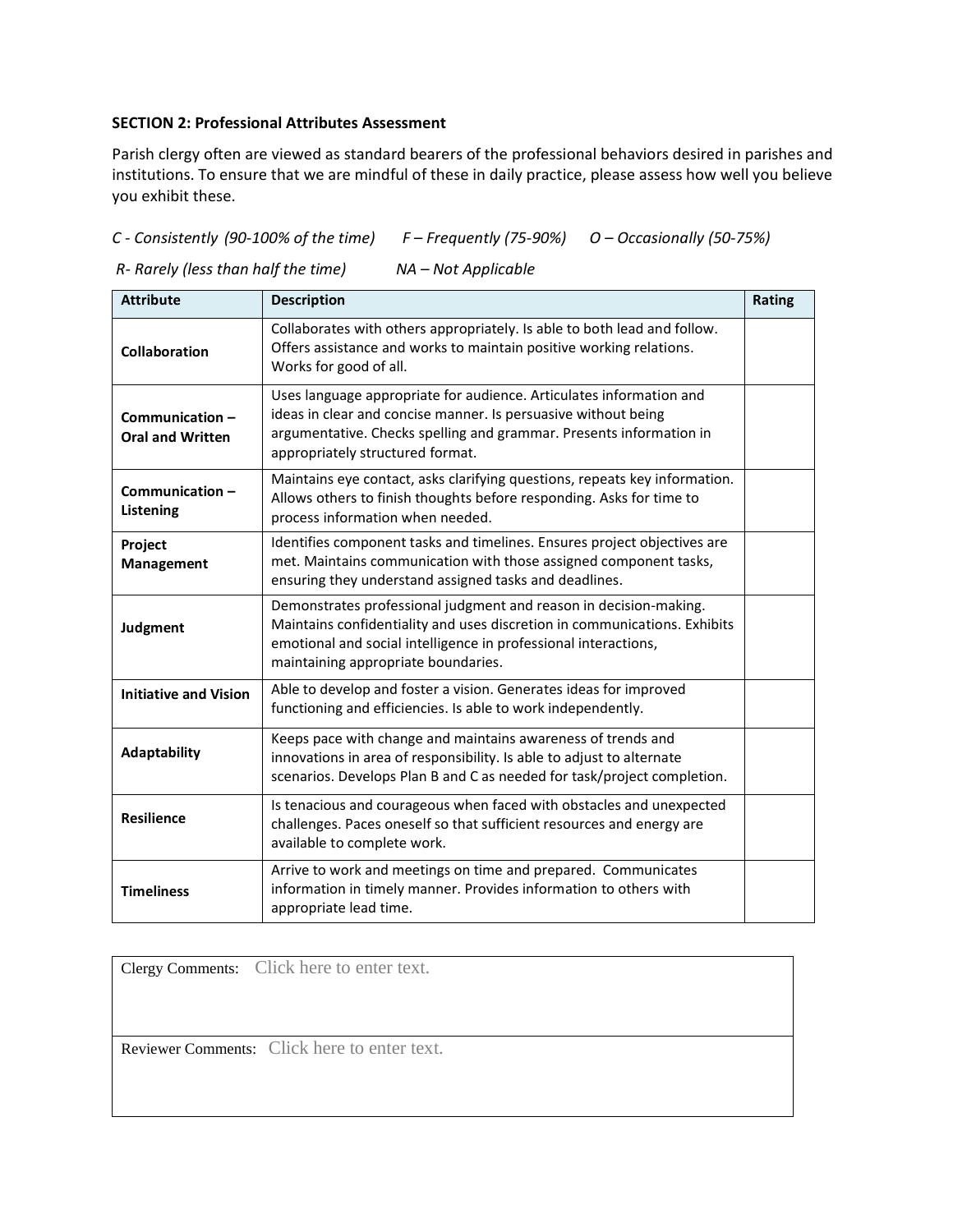**SECTION 2: Professional Attributes Assessment**

Parish clergy often are viewed as standard bearers of the professional behaviors desired in parishes and institutions. To ensure that we are mindful of these in daily practice, please assess how well you believe you exhibit these.

*C - Consistently (90-100% of the time)      F – Frequently (75-90%)      O – Occasionally (50-75%)*

*R- Rarely (less than half the time)      NA – Not Applicable*

| Attribute | Description | Rating |
|---|---|---|
| **Collaboration** | Collaborates with others appropriately. Is able to both lead and follow. Offers assistance and works to maintain positive working relations. Works for good of all. | |
| **Communication – Oral and Written** | Uses language appropriate for audience. Articulates information and ideas in clear and concise manner. Is persuasive without being argumentative. Checks spelling and grammar. Presents information in appropriately structured format. | |
| **Communication – Listening** | Maintains eye contact, asks clarifying questions, repeats key information. Allows others to finish thoughts before responding. Asks for time to process information when needed. | |
| **Project Management** | Identifies component tasks and timelines. Ensures project objectives are met. Maintains communication with those assigned component tasks, ensuring they understand assigned tasks and deadlines. | |
| **Judgment** | Demonstrates professional judgment and reason in decision-making. Maintains confidentiality and uses discretion in communications. Exhibits emotional and social intelligence in professional interactions, maintaining appropriate boundaries. | |
| **Initiative and Vision** | Able to develop and foster a vision. Generates ideas for improved functioning and efficiencies. Is able to work independently. | |
| **Adaptability** | Keeps pace with change and maintains awareness of trends and innovations in area of responsibility. Is able to adjust to alternate scenarios. Develops Plan B and C as needed for task/project completion. | |
| **Resilience** | Is tenacious and courageous when faced with obstacles and unexpected challenges. Paces oneself so that sufficient resources and energy are available to complete work. | |
| **Timeliness** | Arrive to work and meetings on time and prepared. Communicates information in timely manner. Provides information to others with appropriate lead time. | |

| |
|---|
| Clergy Comments: Click here to enter text. |
| Reviewer Comments: Click here to enter text. |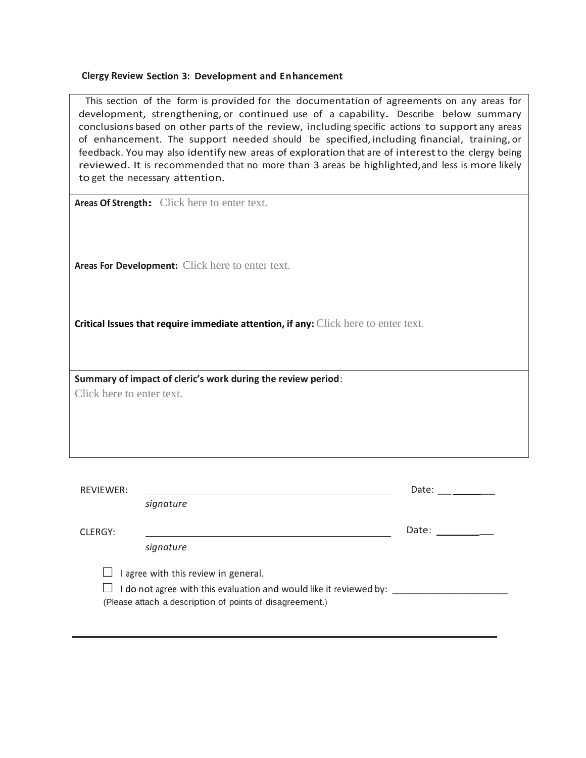### Clergy Review Section 3: Development and Enhancement

This section of the form is provided for the documentation of agreements on any areas for development, strengthening, or continued use of a capability. Describe below summary conclusions based on other parts of the review, including specific actions to support any areas of enhancement. The support needed should be specified, including financial, training, or feedback. You may also identify new areas of exploration that are of interest to the clergy being reviewed. It is recommended that no more than 3 areas be highlighted, and less is more likely to get the necessary attention.

**Areas Of Strength:** Click here to enter text.

**Areas For Development:** Click here to enter text.

**Critical Issues that require immediate attention, if any:** Click here to enter text.

**Summary of impact of cleric's work during the review period**:
Click here to enter text.

REVIEWER: ______________________________ Date: __________
*signature*

CLERGY: ______________________________ Date: __________
*signature*

☐ I agree with this review in general.

☐ I do not agree with this evaluation and would like it reviewed by: ______________________
(Please attach a description of points of disagreement.)